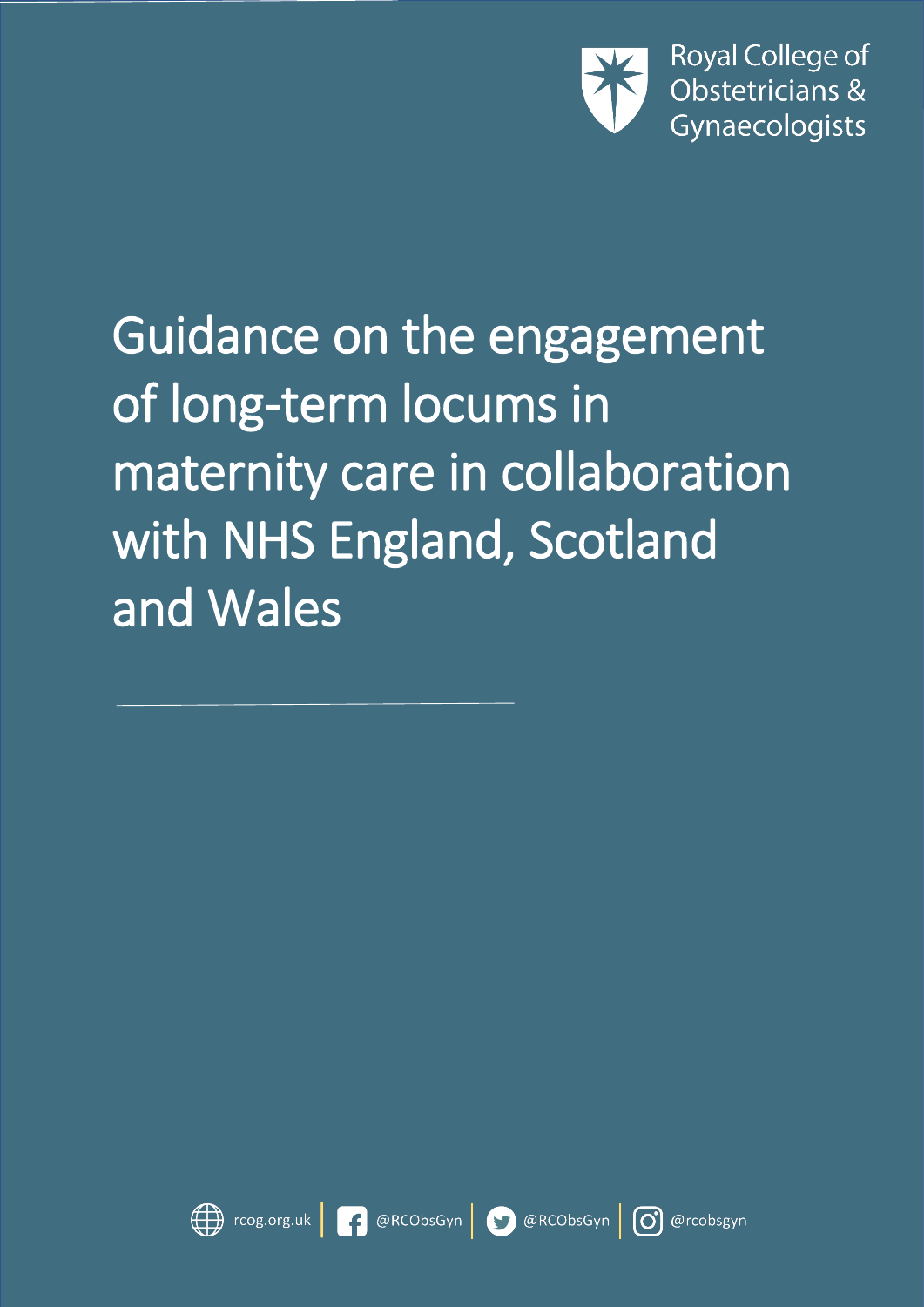Royal College of Obstetricians & Gynaecologists

# Guidance on the engagement of long-term locums in maternity care in collaboration with NHS England, Scotland and Wales

rcog.org.uk | @RCObsGyn | @RCObsGyn | @rcobsgyn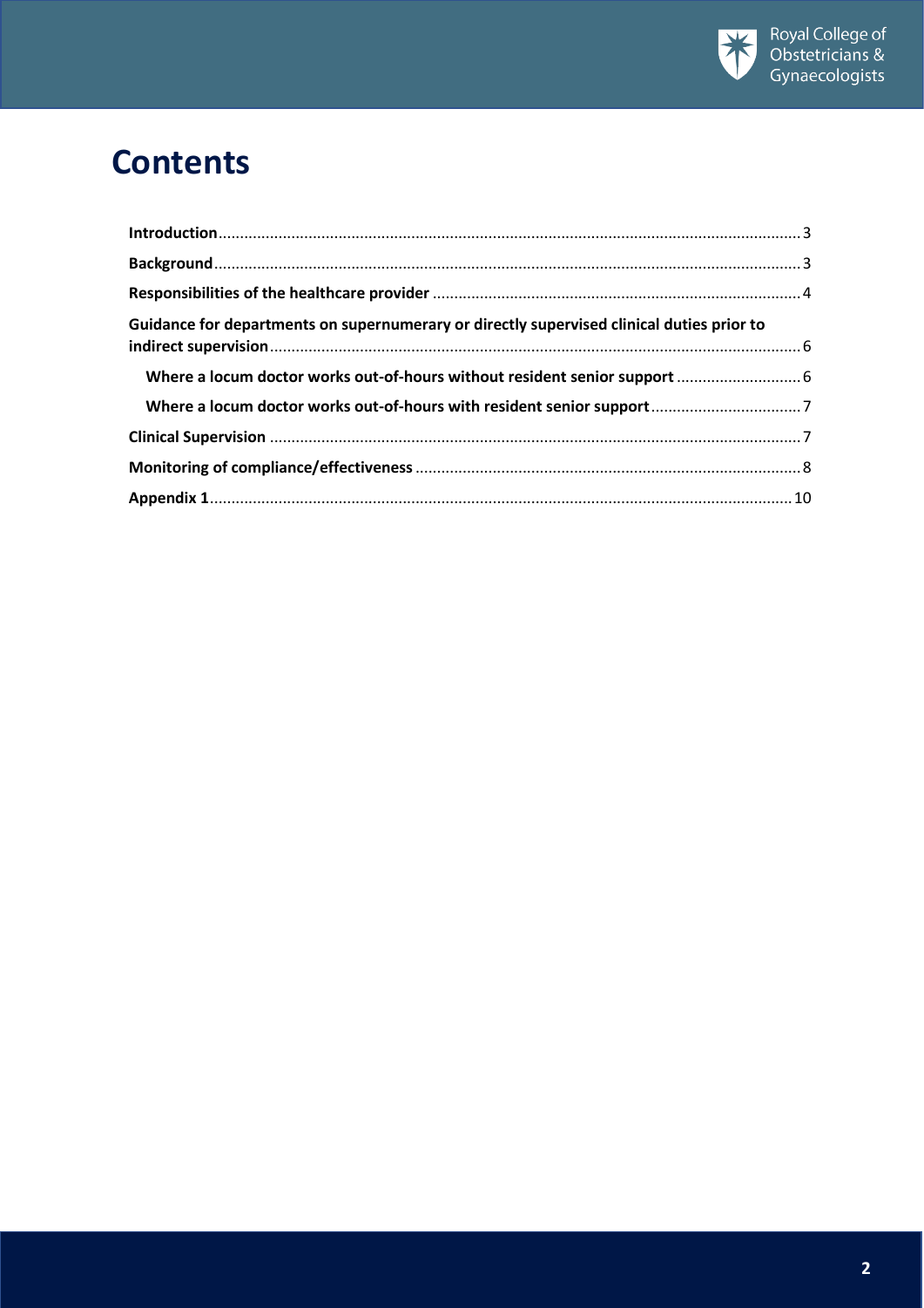# Contents

- **Introduction** ... 3
- **Background** ... 3
- **Responsibilities of the healthcare provider** ... 4
- **Guidance for departments on supernumerary or directly supervised clinical duties prior to indirect supervision** ... 6
  - **Where a locum doctor works out-of-hours without resident senior support** ... 6
  - **Where a locum doctor works out-of-hours with resident senior support** ... 7
- **Clinical Supervision** ... 7
- **Monitoring of compliance/effectiveness** ... 8
- **Appendix 1** ... 10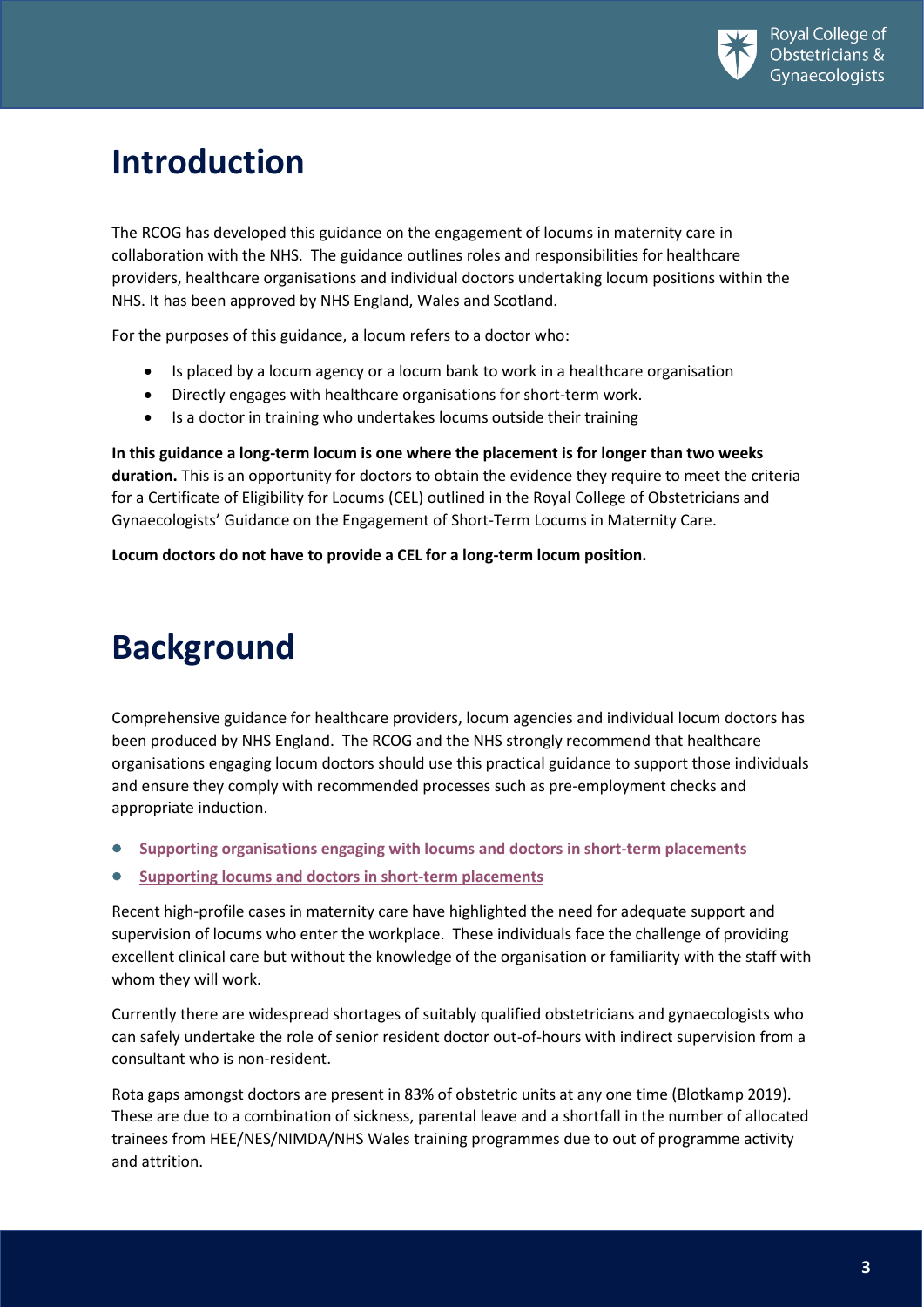# Introduction

The RCOG has developed this guidance on the engagement of locums in maternity care in collaboration with the NHS. The guidance outlines roles and responsibilities for healthcare providers, healthcare organisations and individual doctors undertaking locum positions within the NHS. It has been approved by NHS England, Wales and Scotland.

For the purposes of this guidance, a locum refers to a doctor who:

- Is placed by a locum agency or a locum bank to work in a healthcare organisation
- Directly engages with healthcare organisations for short-term work.
- Is a doctor in training who undertakes locums outside their training

**In this guidance a long-term locum is one where the placement is for longer than two weeks duration.** This is an opportunity for doctors to obtain the evidence they require to meet the criteria for a Certificate of Eligibility for Locums (CEL) outlined in the Royal College of Obstetricians and Gynaecologists' Guidance on the Engagement of Short-Term Locums in Maternity Care.

**Locum doctors do not have to provide a CEL for a long-term locum position.**

# Background

Comprehensive guidance for healthcare providers, locum agencies and individual locum doctors has been produced by NHS England. The RCOG and the NHS strongly recommend that healthcare organisations engaging locum doctors should use this practical guidance to support those individuals and ensure they comply with recommended processes such as pre-employment checks and appropriate induction.

- **Supporting organisations engaging with locums and doctors in short-term placements**
- **Supporting locums and doctors in short-term placements**

Recent high-profile cases in maternity care have highlighted the need for adequate support and supervision of locums who enter the workplace. These individuals face the challenge of providing excellent clinical care but without the knowledge of the organisation or familiarity with the staff with whom they will work.

Currently there are widespread shortages of suitably qualified obstetricians and gynaecologists who can safely undertake the role of senior resident doctor out-of-hours with indirect supervision from a consultant who is non-resident.

Rota gaps amongst doctors are present in 83% of obstetric units at any one time (Blotkamp 2019). These are due to a combination of sickness, parental leave and a shortfall in the number of allocated trainees from HEE/NES/NIMDA/NHS Wales training programmes due to out of programme activity and attrition.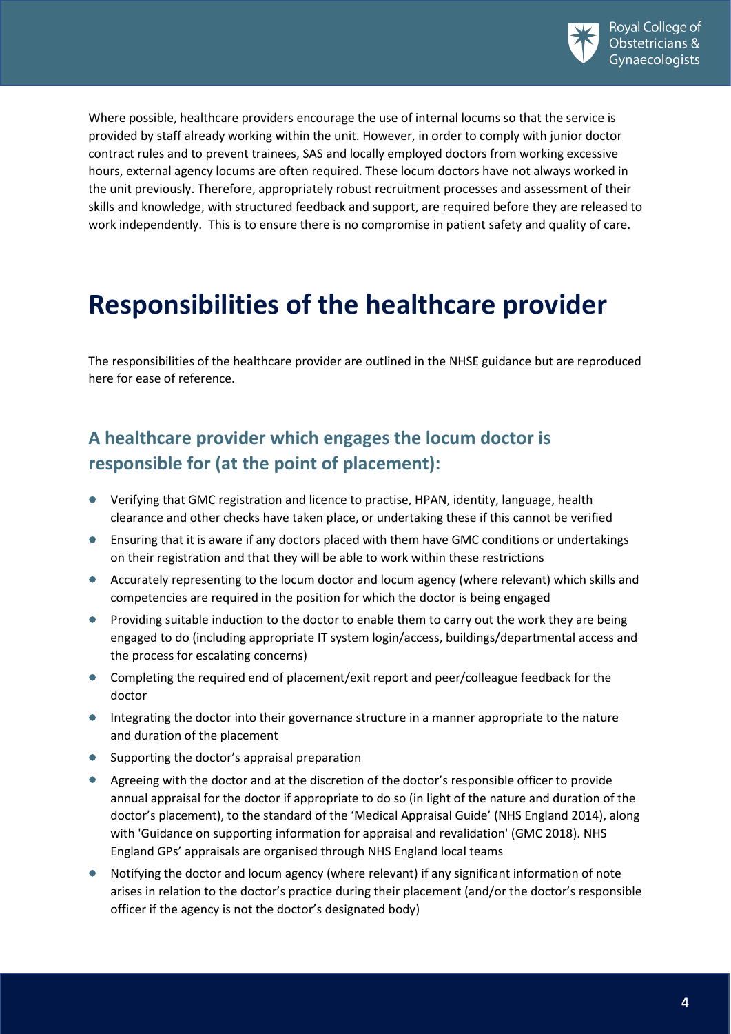Where possible, healthcare providers encourage the use of internal locums so that the service is provided by staff already working within the unit. However, in order to comply with junior doctor contract rules and to prevent trainees, SAS and locally employed doctors from working excessive hours, external agency locums are often required. These locum doctors have not always worked in the unit previously. Therefore, appropriately robust recruitment processes and assessment of their skills and knowledge, with structured feedback and support, are required before they are released to work independently. This is to ensure there is no compromise in patient safety and quality of care.

# Responsibilities of the healthcare provider

The responsibilities of the healthcare provider are outlined in the NHSE guidance but are reproduced here for ease of reference.

## A healthcare provider which engages the locum doctor is responsible for (at the point of placement):

- Verifying that GMC registration and licence to practise, HPAN, identity, language, health clearance and other checks have taken place, or undertaking these if this cannot be verified
- Ensuring that it is aware if any doctors placed with them have GMC conditions or undertakings on their registration and that they will be able to work within these restrictions
- Accurately representing to the locum doctor and locum agency (where relevant) which skills and competencies are required in the position for which the doctor is being engaged
- Providing suitable induction to the doctor to enable them to carry out the work they are being engaged to do (including appropriate IT system login/access, buildings/departmental access and the process for escalating concerns)
- Completing the required end of placement/exit report and peer/colleague feedback for the doctor
- Integrating the doctor into their governance structure in a manner appropriate to the nature and duration of the placement
- Supporting the doctor's appraisal preparation
- Agreeing with the doctor and at the discretion of the doctor's responsible officer to provide annual appraisal for the doctor if appropriate to do so (in light of the nature and duration of the doctor's placement), to the standard of the 'Medical Appraisal Guide' (NHS England 2014), along with 'Guidance on supporting information for appraisal and revalidation' (GMC 2018). NHS England GPs' appraisals are organised through NHS England local teams
- Notifying the doctor and locum agency (where relevant) if any significant information of note arises in relation to the doctor's practice during their placement (and/or the doctor's responsible officer if the agency is not the doctor's designated body)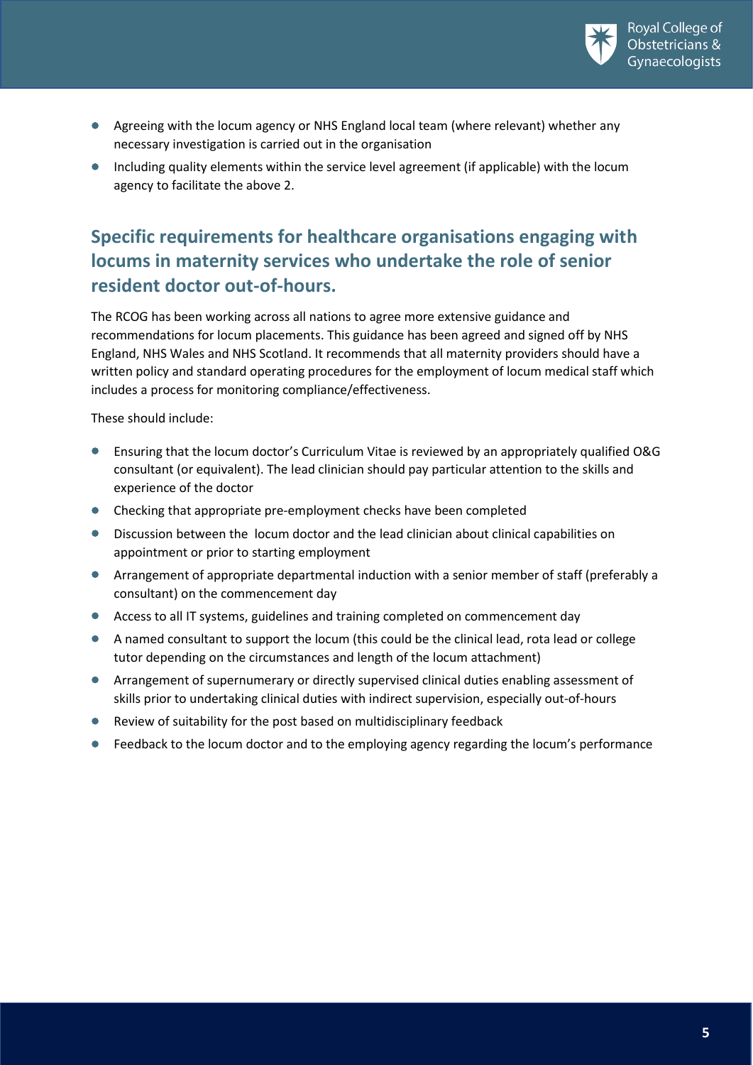- Agreeing with the locum agency or NHS England local team (where relevant) whether any necessary investigation is carried out in the organisation
- Including quality elements within the service level agreement (if applicable) with the locum agency to facilitate the above 2.

## Specific requirements for healthcare organisations engaging with locums in maternity services who undertake the role of senior resident doctor out-of-hours.

The RCOG has been working across all nations to agree more extensive guidance and recommendations for locum placements. This guidance has been agreed and signed off by NHS England, NHS Wales and NHS Scotland. It recommends that all maternity providers should have a written policy and standard operating procedures for the employment of locum medical staff which includes a process for monitoring compliance/effectiveness.

These should include:

- Ensuring that the locum doctor's Curriculum Vitae is reviewed by an appropriately qualified O&G consultant (or equivalent). The lead clinician should pay particular attention to the skills and experience of the doctor
- Checking that appropriate pre-employment checks have been completed
- Discussion between the locum doctor and the lead clinician about clinical capabilities on appointment or prior to starting employment
- Arrangement of appropriate departmental induction with a senior member of staff (preferably a consultant) on the commencement day
- Access to all IT systems, guidelines and training completed on commencement day
- A named consultant to support the locum (this could be the clinical lead, rota lead or college tutor depending on the circumstances and length of the locum attachment)
- Arrangement of supernumerary or directly supervised clinical duties enabling assessment of skills prior to undertaking clinical duties with indirect supervision, especially out-of-hours
- Review of suitability for the post based on multidisciplinary feedback
- Feedback to the locum doctor and to the employing agency regarding the locum's performance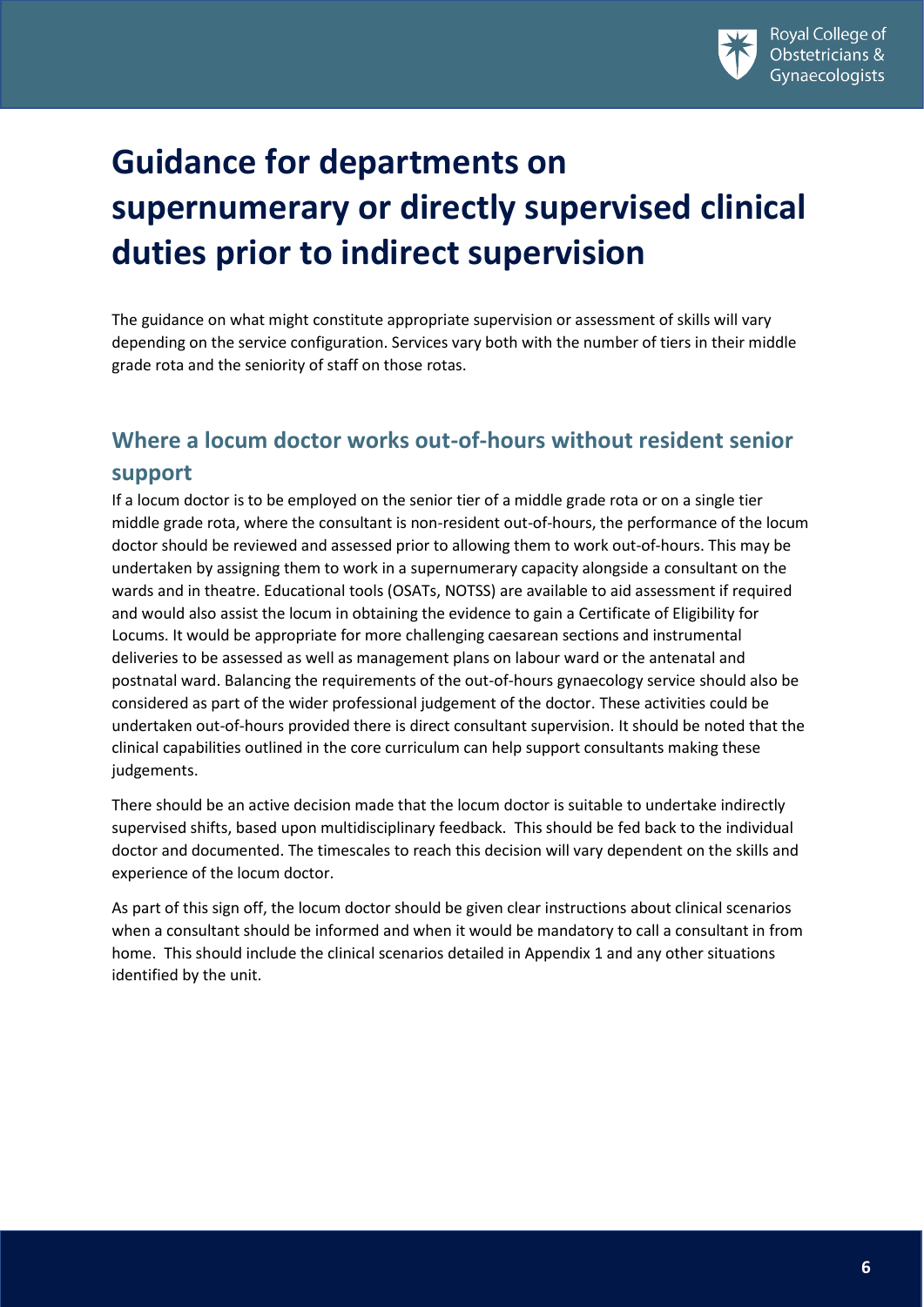# Guidance for departments on supernumerary or directly supervised clinical duties prior to indirect supervision

The guidance on what might constitute appropriate supervision or assessment of skills will vary depending on the service configuration. Services vary both with the number of tiers in their middle grade rota and the seniority of staff on those rotas.

## Where a locum doctor works out-of-hours without resident senior support

If a locum doctor is to be employed on the senior tier of a middle grade rota or on a single tier middle grade rota, where the consultant is non-resident out-of-hours, the performance of the locum doctor should be reviewed and assessed prior to allowing them to work out-of-hours. This may be undertaken by assigning them to work in a supernumerary capacity alongside a consultant on the wards and in theatre. Educational tools (OSATs, NOTSS) are available to aid assessment if required and would also assist the locum in obtaining the evidence to gain a Certificate of Eligibility for Locums. It would be appropriate for more challenging caesarean sections and instrumental deliveries to be assessed as well as management plans on labour ward or the antenatal and postnatal ward. Balancing the requirements of the out-of-hours gynaecology service should also be considered as part of the wider professional judgement of the doctor. These activities could be undertaken out-of-hours provided there is direct consultant supervision. It should be noted that the clinical capabilities outlined in the core curriculum can help support consultants making these judgements.

There should be an active decision made that the locum doctor is suitable to undertake indirectly supervised shifts, based upon multidisciplinary feedback. This should be fed back to the individual doctor and documented. The timescales to reach this decision will vary dependent on the skills and experience of the locum doctor.

As part of this sign off, the locum doctor should be given clear instructions about clinical scenarios when a consultant should be informed and when it would be mandatory to call a consultant in from home. This should include the clinical scenarios detailed in Appendix 1 and any other situations identified by the unit.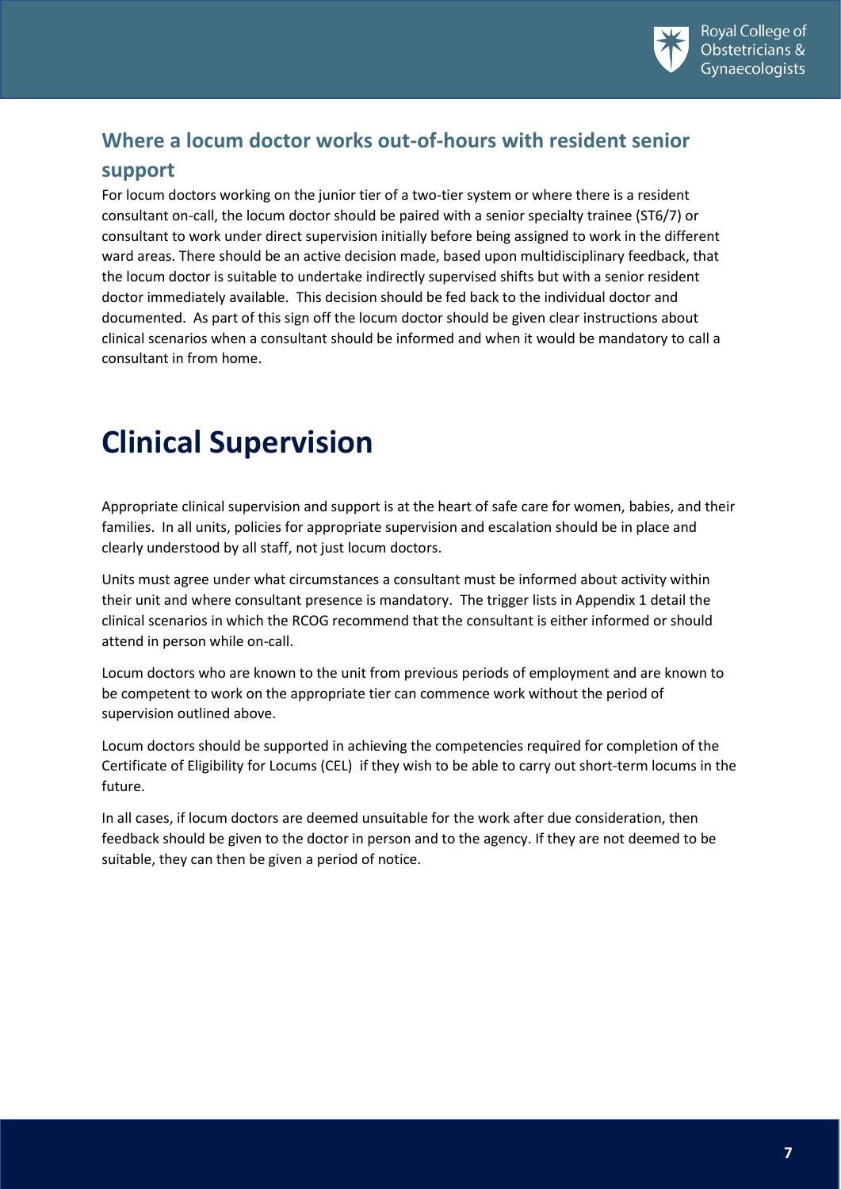### Where a locum doctor works out-of-hours with resident senior support

For locum doctors working on the junior tier of a two-tier system or where there is a resident consultant on-call, the locum doctor should be paired with a senior specialty trainee (ST6/7) or consultant to work under direct supervision initially before being assigned to work in the different ward areas. There should be an active decision made, based upon multidisciplinary feedback, that the locum doctor is suitable to undertake indirectly supervised shifts but with a senior resident doctor immediately available. This decision should be fed back to the individual doctor and documented. As part of this sign off the locum doctor should be given clear instructions about clinical scenarios when a consultant should be informed and when it would be mandatory to call a consultant in from home.

# Clinical Supervision

Appropriate clinical supervision and support is at the heart of safe care for women, babies, and their families. In all units, policies for appropriate supervision and escalation should be in place and clearly understood by all staff, not just locum doctors.

Units must agree under what circumstances a consultant must be informed about activity within their unit and where consultant presence is mandatory. The trigger lists in Appendix 1 detail the clinical scenarios in which the RCOG recommend that the consultant is either informed or should attend in person while on-call.

Locum doctors who are known to the unit from previous periods of employment and are known to be competent to work on the appropriate tier can commence work without the period of supervision outlined above.

Locum doctors should be supported in achieving the competencies required for completion of the Certificate of Eligibility for Locums (CEL) if they wish to be able to carry out short-term locums in the future.

In all cases, if locum doctors are deemed unsuitable for the work after due consideration, then feedback should be given to the doctor in person and to the agency. If they are not deemed to be suitable, they can then be given a period of notice.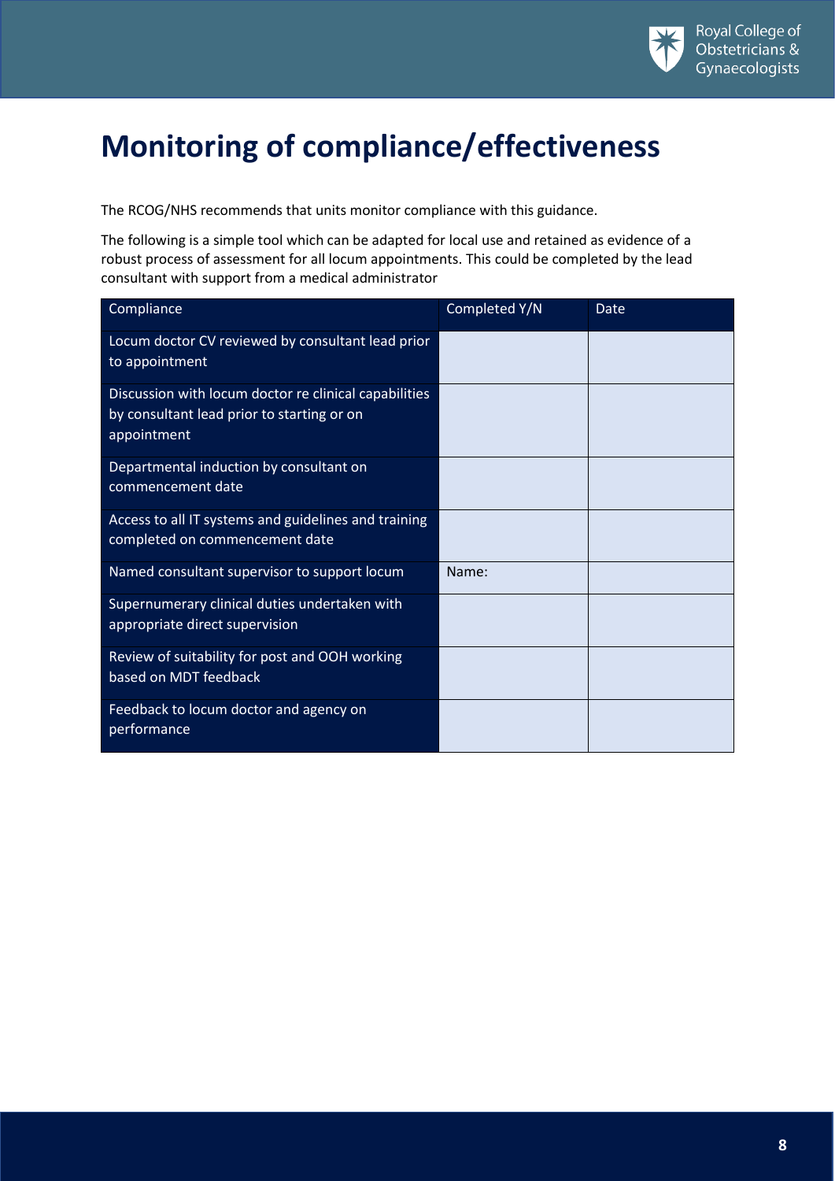# Monitoring of compliance/effectiveness

The RCOG/NHS recommends that units monitor compliance with this guidance.

The following is a simple tool which can be adapted for local use and retained as evidence of a robust process of assessment for all locum appointments. This could be completed by the lead consultant with support from a medical administrator

| Compliance | Completed Y/N | Date |
|---|---|---|
| Locum doctor CV reviewed by consultant lead prior to appointment | | |
| Discussion with locum doctor re clinical capabilities by consultant lead prior to starting or on appointment | | |
| Departmental induction by consultant on commencement date | | |
| Access to all IT systems and guidelines and training completed on commencement date | | |
| Named consultant supervisor to support locum | Name: | |
| Supernumerary clinical duties undertaken with appropriate direct supervision | | |
| Review of suitability for post and OOH working based on MDT feedback | | |
| Feedback to locum doctor and agency on performance | | |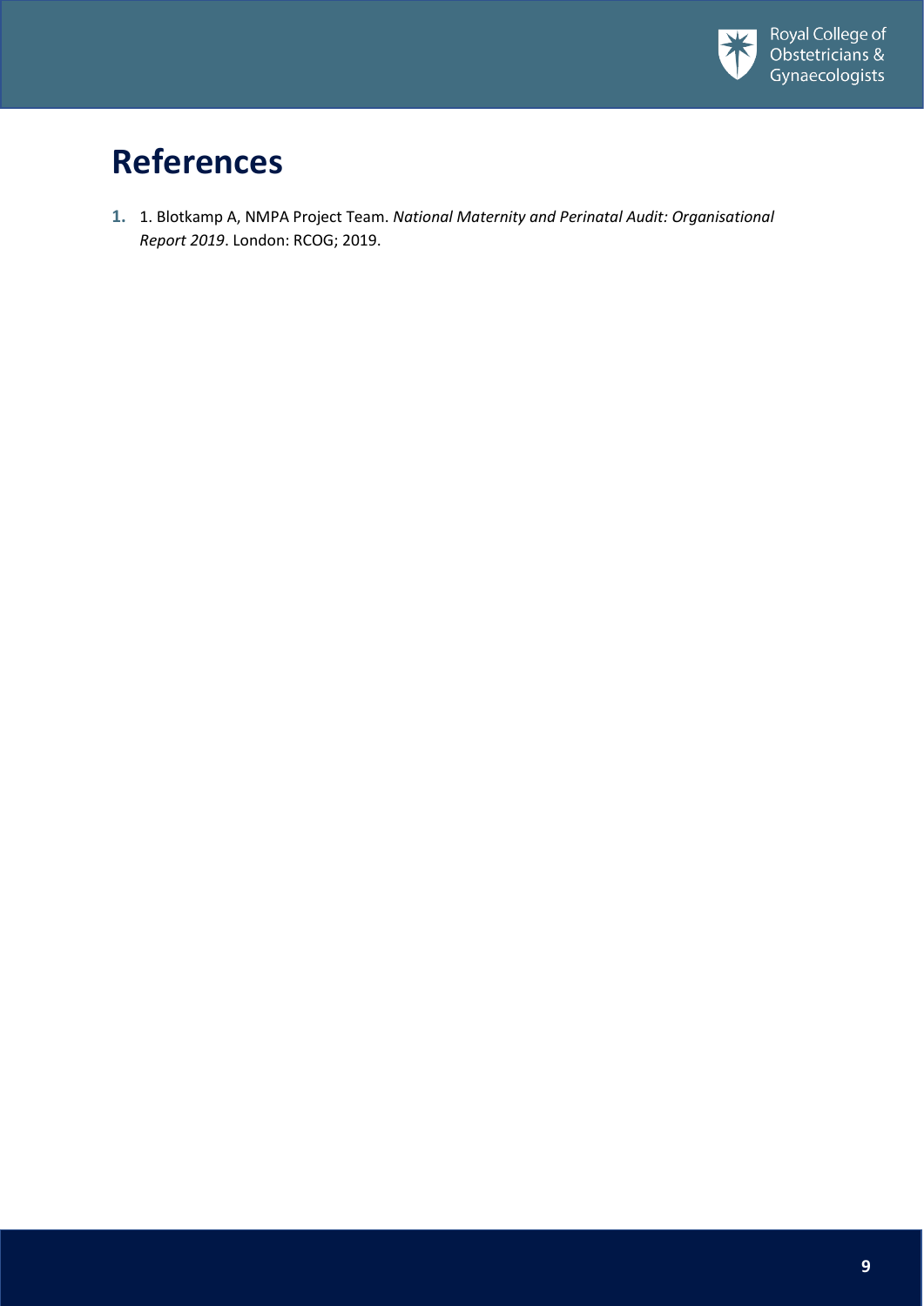# References

1. 1. Blotkamp A, NMPA Project Team. *National Maternity and Perinatal Audit: Organisational Report 2019*. London: RCOG; 2019.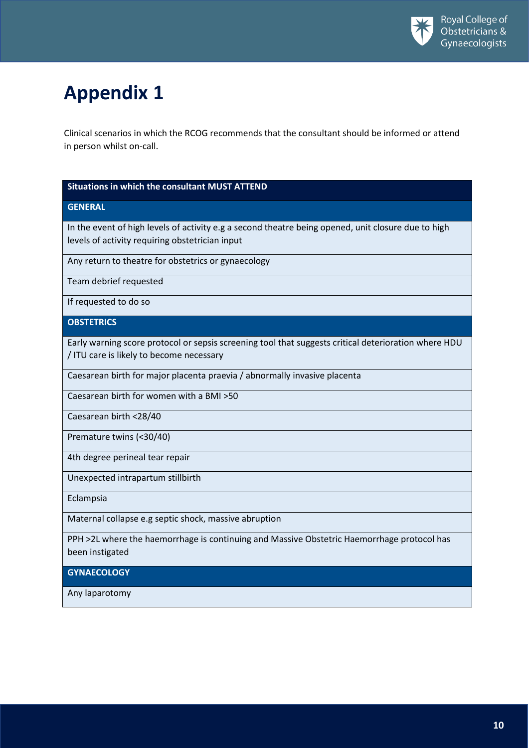# Appendix 1

Clinical scenarios in which the RCOG recommends that the consultant should be informed or attend in person whilst on-call.

| Situations in which the consultant MUST ATTEND |
|---|
| **GENERAL** |
| In the event of high levels of activity e.g a second theatre being opened, unit closure due to high levels of activity requiring obstetrician input |
| Any return to theatre for obstetrics or gynaecology |
| Team debrief requested |
| If requested to do so |
| **OBSTETRICS** |
| Early warning score protocol or sepsis screening tool that suggests critical deterioration where HDU / ITU care is likely to become necessary |
| Caesarean birth for major placenta praevia / abnormally invasive placenta |
| Caesarean birth for women with a BMI >50 |
| Caesarean birth <28/40 |
| Premature twins (<30/40) |
| 4th degree perineal tear repair |
| Unexpected intrapartum stillbirth |
| Eclampsia |
| Maternal collapse e.g septic shock, massive abruption |
| PPH >2L where the haemorrhage is continuing and Massive Obstetric Haemorrhage protocol has been instigated |
| **GYNAECOLOGY** |
| Any laparotomy |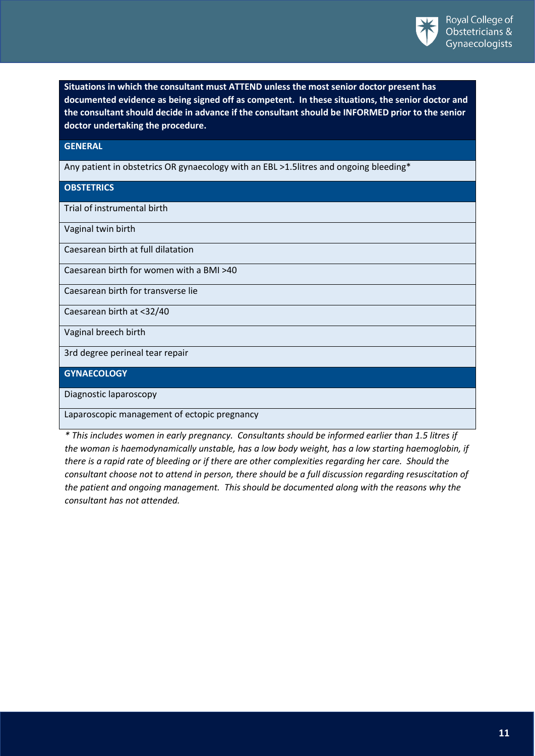| Situations in which the consultant must ATTEND unless the most senior doctor present has documented evidence as being signed off as competent. In these situations, the senior doctor and the consultant should decide in advance if the consultant should be INFORMED prior to the senior doctor undertaking the procedure. |
|---|
| **GENERAL** |
| Any patient in obstetrics OR gynaecology with an EBL >1.5litres and ongoing bleeding* |
| **OBSTETRICS** |
| Trial of instrumental birth |
| Vaginal twin birth |
| Caesarean birth at full dilatation |
| Caesarean birth for women with a BMI >40 |
| Caesarean birth for transverse lie |
| Caesarean birth at <32/40 |
| Vaginal breech birth |
| 3rd degree perineal tear repair |
| **GYNAECOLOGY** |
| Diagnostic laparoscopy |
| Laparoscopic management of ectopic pregnancy |

*\* This includes women in early pregnancy. Consultants should be informed earlier than 1.5 litres if the woman is haemodynamically unstable, has a low body weight, has a low starting haemoglobin, if there is a rapid rate of bleeding or if there are other complexities regarding her care. Should the consultant choose not to attend in person, there should be a full discussion regarding resuscitation of the patient and ongoing management. This should be documented along with the reasons why the consultant has not attended.*